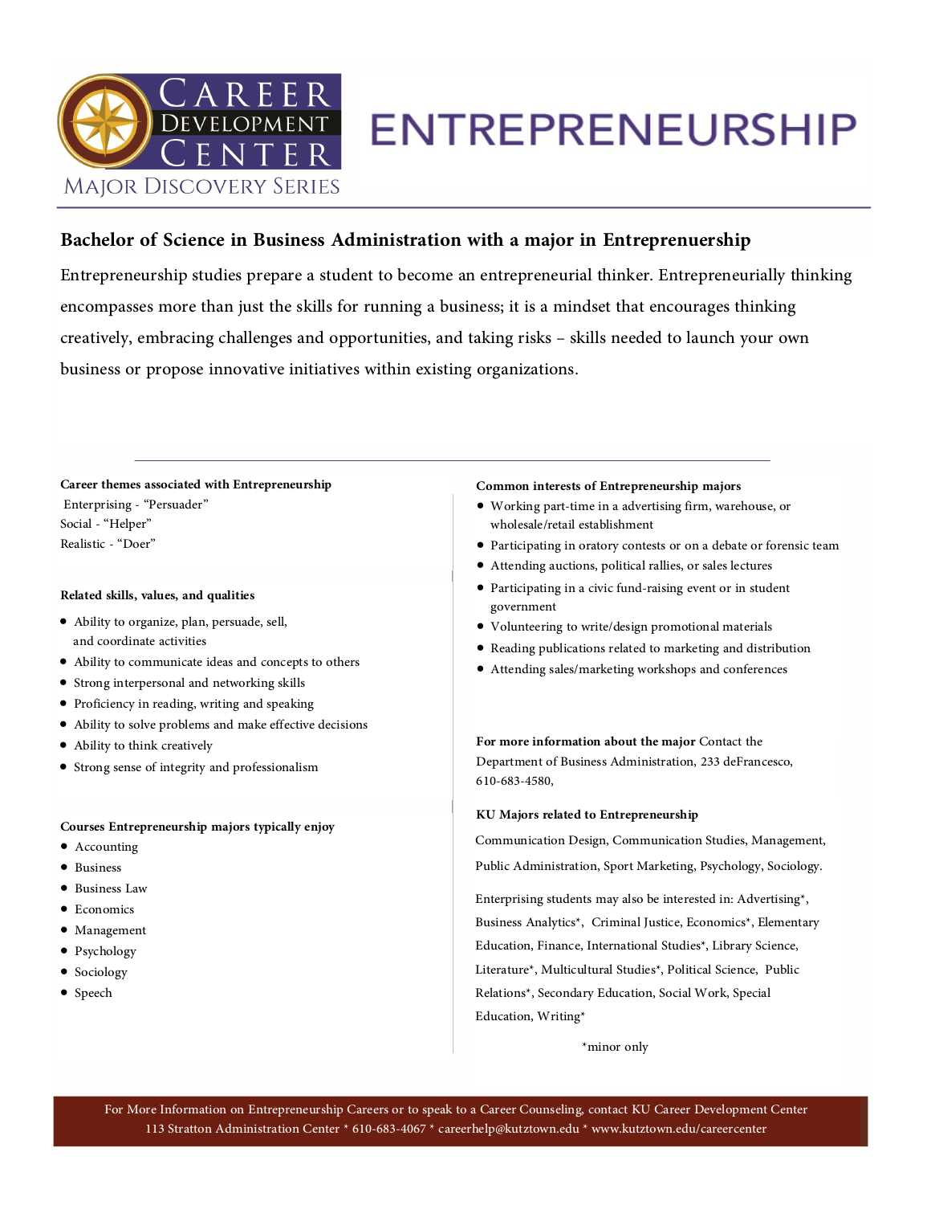Career Development Center

Major Discovery Series

# ENTREPRENEURSHIP

## Bachelor of Science in Business Administration with a major in Entrepreneurship

Entrepreneurship studies prepare a student to become an entrepreneurial thinker. Entrepreneurially thinking encompasses more than just the skills for running a business; it is a mindset that encourages thinking creatively, embracing challenges and opportunities, and taking risks – skills needed to launch your own business or propose innovative initiatives within existing organizations.

---

**Career themes associated with Entrepreneurship**

Enterprising - "Persuader"
Social - "Helper"
Realistic - "Doer"

**Related skills, values, and qualities**

- Ability to organize, plan, persuade, sell, and coordinate activities
- Ability to communicate ideas and concepts to others
- Strong interpersonal and networking skills
- Proficiency in reading, writing and speaking
- Ability to solve problems and make effective decisions
- Ability to think creatively
- Strong sense of integrity and professionalism

**Courses Entrepreneurship majors typically enjoy**

- Accounting
- Business
- Business Law
- Economics
- Management
- Psychology
- Sociology
- Speech

**Common interests of Entrepreneurship majors**

- Working part-time in a advertising firm, warehouse, or wholesale/retail establishment
- Participating in oratory contests or on a debate or forensic team
- Attending auctions, political rallies, or sales lectures
- Participating in a civic fund-raising event or in student government
- Volunteering to write/design promotional materials
- Reading publications related to marketing and distribution
- Attending sales/marketing workshops and conferences

**For more information about the major** Contact the Department of Business Administration, 233 deFrancesco, 610-683-4580,

**KU Majors related to Entrepreneurship**

Communication Design, Communication Studies, Management, Public Administration, Sport Marketing, Psychology, Sociology.

Enterprising students may also be interested in: Advertising*, Business Analytics*, Criminal Justice, Economics*, Elementary Education, Finance, International Studies*, Library Science, Literature*, Multicultural Studies*, Political Science, Public Relations*, Secondary Education, Social Work, Special Education, Writing*

*minor only

For More Information on Entrepreneurship Careers or to speak to a Career Counseling, contact KU Career Development Center
113 Stratton Administration Center * 610-683-4067 * careerhelp@kutztown.edu * www.kutztown.edu/careercenter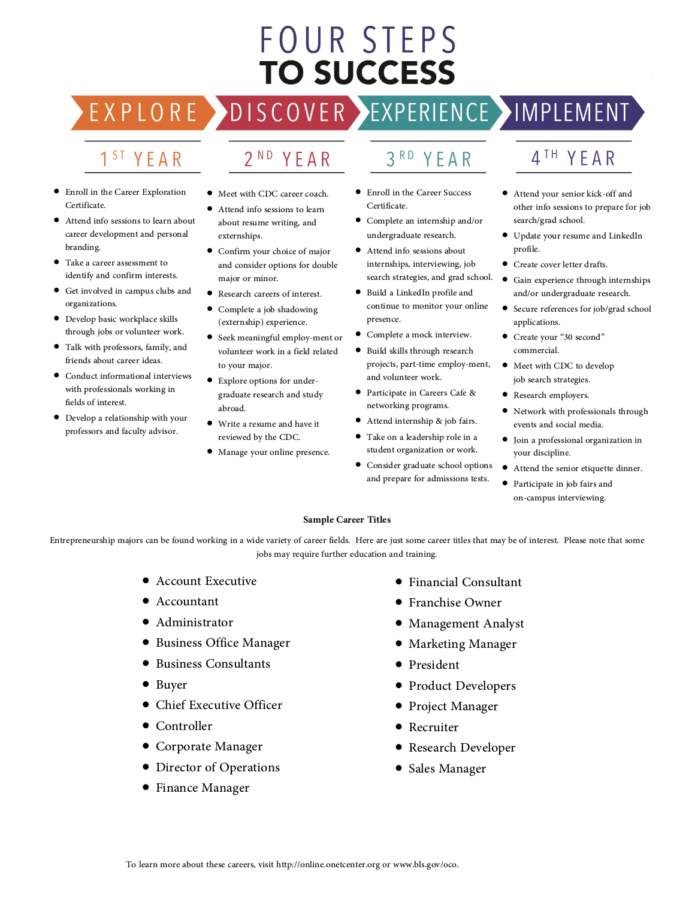# FOUR STEPS TO SUCCESS

## EXPLORE — 1ST YEAR

- Enroll in the Career Exploration Certificate.
- Attend info sessions to learn about career development and personal branding.
- Take a career assessment to identify and confirm interests.
- Get involved in campus clubs and organizations.
- Develop basic workplace skills through jobs or volunteer work.
- Talk with professors, family, and friends about career ideas.
- Conduct informational interviews with professionals working in fields of interest.
- Develop a relationship with your professors and faculty advisor.

## DISCOVER — 2ND YEAR

- Meet with CDC career coach.
- Attend info sessions to learn about resume writing, and externships.
- Confirm your choice of major and consider options for double major or minor.
- Research careers of interest.
- Complete a job shadowing (externship) experience.
- Seek meaningful employ-ment or volunteer work in a field related to your major.
- Explore options for under-graduate research and study abroad.
- Write a resume and have it reviewed by the CDC.
- Manage your online presence.

## EXPERIENCE — 3RD YEAR

- Enroll in the Career Success Certificate.
- Complete an internship and/or undergraduate research.
- Attend info sessions about internships, interviewing, job search strategies, and grad school.
- Build a LinkedIn profile and continue to monitor your online presence.
- Complete a mock interview.
- Build skills through research projects, part-time employ-ment, and volunteer work.
- Participate in Careers Cafe & networking programs.
- Attend internship & job fairs.
- Take on a leadership role in a student organization or work.
- Consider graduate school options and prepare for admissions tests.

## IMPLEMENT — 4TH YEAR

- Attend your senior kick-off and other info sessions to prepare for job search/grad school.
- Update your resume and LinkedIn profile.
- Create cover letter drafts.
- Gain experience through internships and/or undergraduate research.
- Secure references for job/grad school applications.
- Create your "30 second" commercial.
- Meet with CDC to develop job search strategies.
- Research employers.
- Network with professionals through events and social media.
- Join a professional organization in your discipline.
- Attend the senior etiquette dinner.
- Participate in job fairs and on-campus interviewing.

**Sample Career Titles**

Entrepreneurship majors can be found working in a wide variety of career fields. Here are just some career titles that may be of interest. Please note that some jobs may require further education and training.

- Account Executive
- Accountant
- Administrator
- Business Office Manager
- Business Consultants
- Buyer
- Chief Executive Officer
- Controller
- Corporate Manager
- Director of Operations
- Finance Manager
- Financial Consultant
- Franchise Owner
- Management Analyst
- Marketing Manager
- President
- Product Developers
- Project Manager
- Recruiter
- Research Developer
- Sales Manager

To learn more about these careers, visit http://online.onetcenter.org or www.bls.gov/oco.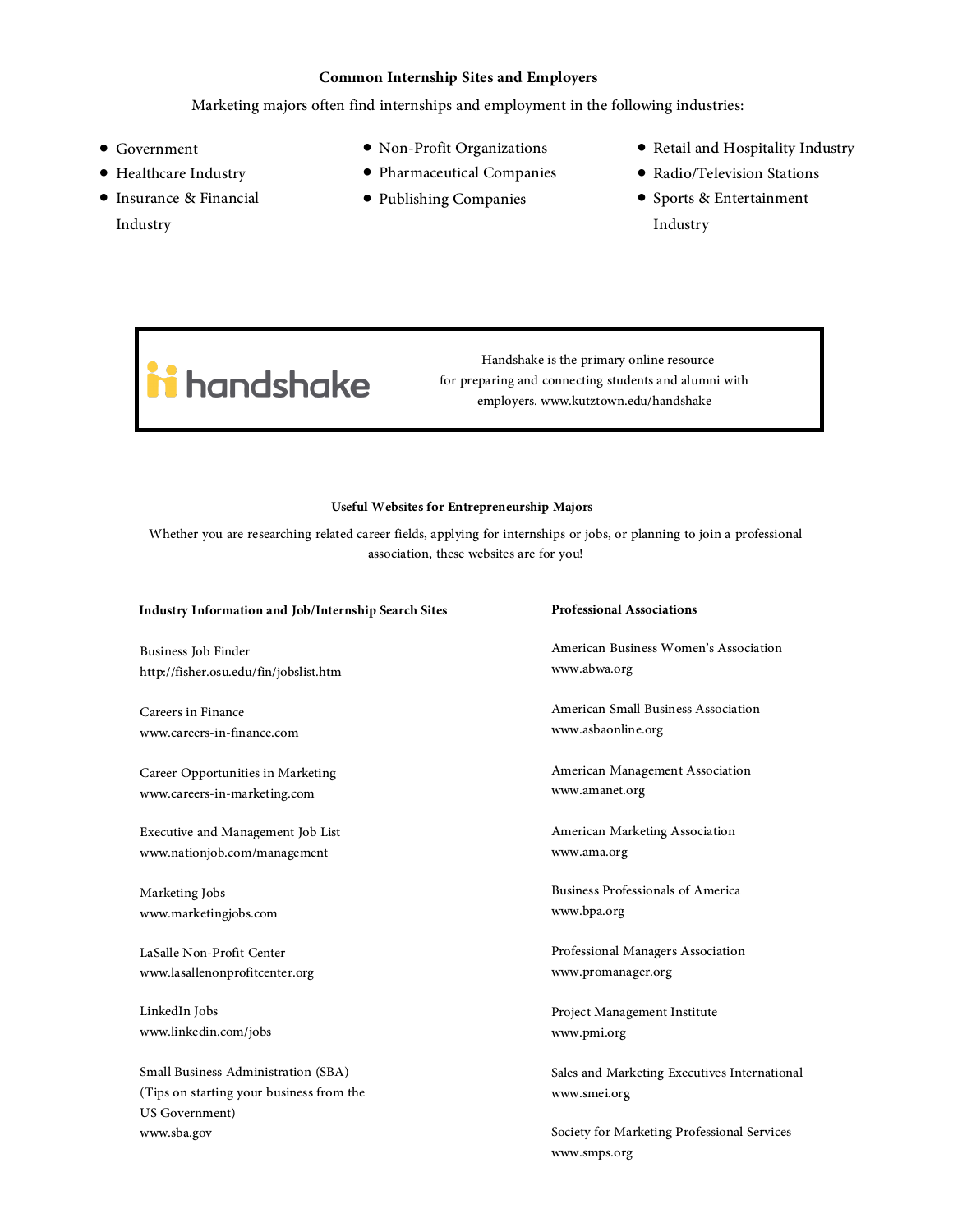## Common Internship Sites and Employers

Marketing majors often find internships and employment in the following industries:

- Government
- Healthcare Industry
- Insurance & Financial Industry
- Non-Profit Organizations
- Pharmaceutical Companies
- Publishing Companies
- Retail and Hospitality Industry
- Radio/Television Stations
- Sports & Entertainment Industry

handshake

Handshake is the primary online resource for preparing and connecting students and alumni with employers. www.kutztown.edu/handshake

## Useful Websites for Entrepreneurship Majors

Whether you are researching related career fields, applying for internships or jobs, or planning to join a professional association, these websites are for you!

### Industry Information and Job/Internship Search Sites

Business Job Finder
http://fisher.osu.edu/fin/jobslist.htm

Careers in Finance
www.careers-in-finance.com

Career Opportunities in Marketing
www.careers-in-marketing.com

Executive and Management Job List
www.nationjob.com/management

Marketing Jobs
www.marketingjobs.com

LaSalle Non-Profit Center
www.lasallenonprofitcenter.org

LinkedIn Jobs
www.linkedin.com/jobs

Small Business Administration (SBA)
(Tips on starting your business from the US Government)
www.sba.gov

### Professional Associations

American Business Women's Association
www.abwa.org

American Small Business Association
www.asbaonline.org

American Management Association
www.amanet.org

American Marketing Association
www.ama.org

Business Professionals of America
www.bpa.org

Professional Managers Association
www.promanager.org

Project Management Institute
www.pmi.org

Sales and Marketing Executives International
www.smei.org

Society for Marketing Professional Services
www.smps.org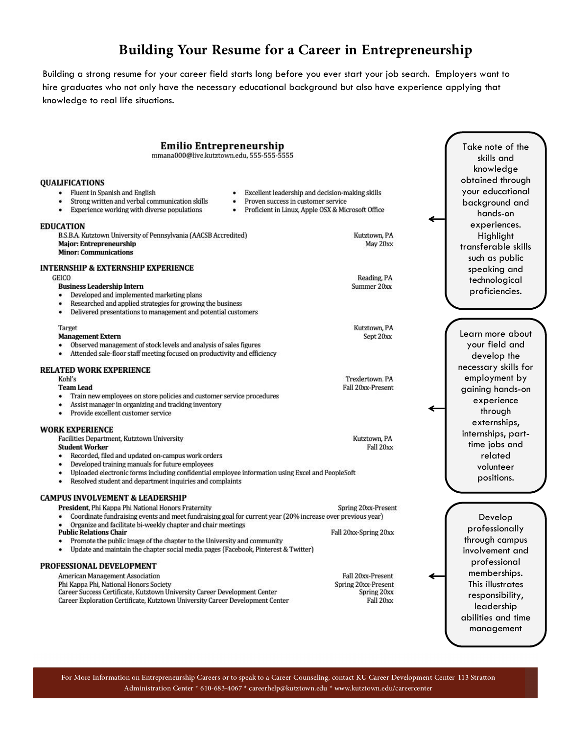# Building Your Resume for a Career in Entrepreneurship

Building a strong resume for your career field starts long before you ever start your job search. Employers want to hire graduates who not only have the necessary educational background but also have experience applying that knowledge to real life situations.

## Emilio Entrepreneurship

mmana000@live.kutztown.edu, 555-555-5555

### QUALIFICATIONS

- Fluent in Spanish and English
- Strong written and verbal communication skills
- Experience working with diverse populations
- Excellent leadership and decision-making skills
- Proven success in customer service
- Proficient in Linux, Apple OSX & Microsoft Office

> Take note of the skills and knowledge obtained through your educational background and hands-on experiences. Highlight transferable skills such as public speaking and technological proficiencies.

### EDUCATION

B.S.B.A. Kutztown University of Pennsylvania (AACSB Accredited) — Kutztown, PA
**Major: Entrepreneurship** — May 20xx
**Minor: Communications**

### INTERNSHIP & EXTERNSHIP EXPERIENCE

GEICO — Reading, PA
**Business Leadership Intern** — Summer 20xx

- Developed and implemented marketing plans
- Researched and applied strategies for growing the business
- Delivered presentations to management and potential customers

Target — Kutztown, PA
**Management Extern** — Sept 20xx

- Observed management of stock levels and analysis of sales figures
- Attended sale-floor staff meeting focused on productivity and efficiency

### RELATED WORK EXPERIENCE

Kohl's — Trexlertown, PA
**Team Lead** — Fall 20xx-Present

- Train new employees on store policies and customer service procedures
- Assist manager in organizing and tracking inventory
- Provide excellent customer service

> Learn more about your field and develop the necessary skills for employment by gaining hands-on experience through externships, internships, part-time jobs and related volunteer positions.

### WORK EXPERIENCE

Facilities Department, Kutztown University — Kutztown, PA
**Student Worker** — Fall 20xx

- Recorded, filed and updated on-campus work orders
- Developed training manuals for future employees
- Uploaded electronic forms including confidential employee information using Excel and PeopleSoft
- Resolved student and department inquiries and complaints

### CAMPUS INVOLVEMENT & LEADERSHIP

**President**, Phi Kappa Phi National Honors Fraternity — Spring 20xx-Present

- Coordinate fundraising events and meet fundraising goal for current year (20% increase over previous year)
- Organize and facilitate bi-weekly chapter and chair meetings

**Public Relations Chair** — Fall 20xx-Spring 20xx

- Promote the public image of the chapter to the University and community
- Update and maintain the chapter social media pages (Facebook, Pinterest & Twitter)

### PROFESSIONAL DEVELOPMENT

American Management Association — Fall 20xx-Present
Phi Kappa Phi, National Honors Society — Spring 20xx-Present
Career Success Certificate, Kutztown University Career Development Center — Spring 20xx
Career Exploration Certificate, Kutztown University Career Development Center — Fall 20xx

> Develop professionally through campus involvement and professional memberships. This illustrates responsibility, leadership abilities and time management

For More Information on Entrepreneurship Careers or to speak to a Career Counseling, contact KU Career Development Center 113 Stratton Administration Center * 610-683-4067 * careerhelp@kutztown.edu * www.kutztown.edu/careercenter